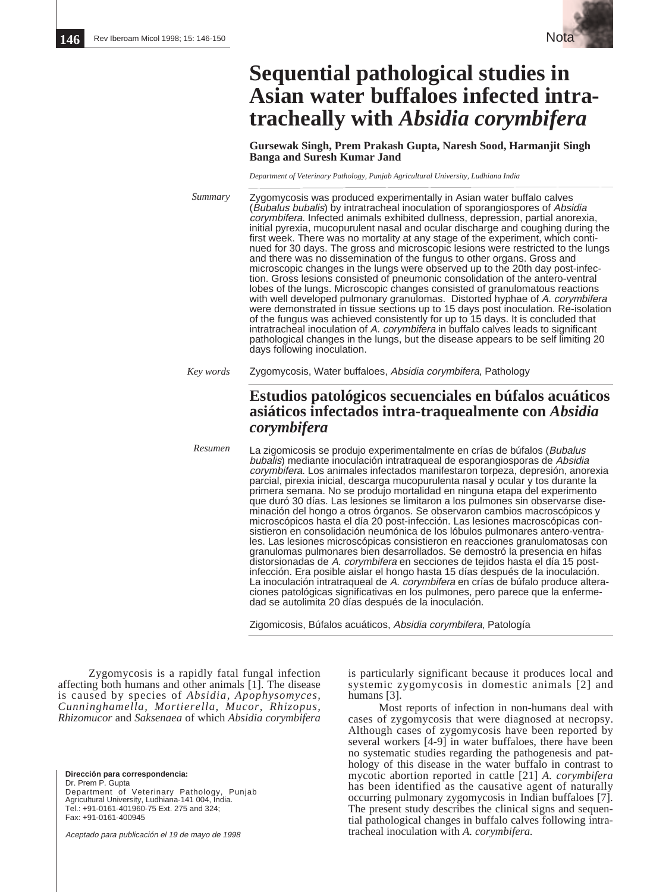Nota

# Sequential pathological studies in Asian water buffaloes infected intra-tracheally with *Absidia corymbifera*

**Gursewak Singh, Prem Prakash Gupta, Naresh Sood, Harmanjit Singh Banga and Suresh Kumar Jand**

*Department of Veterinary Pathology, Punjab Agricultural University, Ludhiana India*

*Summary*

Zygomycosis was produced experimentally in Asian water buffalo calves (*Bubalus bubalis*) by intratracheal inoculation of sporangiospores of *Absidia corymbifera*. Infected animals exhibited dullness, depression, partial anorexia, initial pyrexia, mucopurulent nasal and ocular discharge and coughing during the first week. There was no mortality at any stage of the experiment, which continued for 30 days. The gross and microscopic lesions were restricted to the lungs and there was no dissemination of the fungus to other organs. Gross and microscopic changes in the lungs were observed up to the 20th day post-infection. Gross lesions consisted of pneumonic consolidation of the antero-ventral lobes of the lungs. Microscopic changes consisted of granulomatous reactions with well developed pulmonary granulomas. Distorted hyphae of *A. corymbifera* were demonstrated in tissue sections up to 15 days post inoculation. Re-isolation of the fungus was achieved consistently for up to 15 days. It is concluded that intratracheal inoculation of *A. corymbifera* in buffalo calves leads to significant pathological changes in the lungs, but the disease appears to be self limiting 20 days following inoculation.

*Key words*

Zygomycosis, Water buffaloes, *Absidia corymbifera*, Pathology

## Estudios patológicos secuenciales en búfalos acuáticos asiáticos infectados intra-traquealmente con *Absidia corymbifera*

*Resumen*

La zigomicosis se produjo experimentalmente en crías de búfalos (*Bubalus bubalis*) mediante inoculación intratraqueal de esporangiosporas de *Absidia corymbifera*. Los animales infectados manifestaron torpeza, depresión, anorexia parcial, pirexia inicial, descarga mucopurulenta nasal y ocular y tos durante la primera semana. No se produjo mortalidad en ninguna etapa del experimento que duró 30 días. Las lesiones se limitaron a los pulmones sin observarse diseminación del hongo a otros órganos. Se observaron cambios macroscópicos y microscópicos hasta el día 20 post-infección. Las lesiones macroscópicas consistieron en consolidación neumónica de los lóbulos pulmonares antero-ventrales. Las lesiones microscópicas consistieron en reacciones granulomatosas con granulomas pulmonares bien desarrollados. Se demostró la presencia en hifas distorsionadas de *A. corymbifera* en secciones de tejidos hasta el día 15 post-infección. Era posible aislar el hongo hasta 15 días después de la inoculación. La inoculación intratraqueal de *A. corymbifera* en crías de búfalo produce alteraciones patológicas significativas en los pulmones, pero parece que la enfermedad se autolimita 20 días después de la inoculación.

Zigomicosis, Búfalos acuáticos, *Absidia corymbifera*, Patología

Zygomycosis is a rapidly fatal fungal infection affecting both humans and other animals [1]. The disease is caused by species of *Absidia*, *Apophysomyces*, *Cunninghamella*, *Mortierella*, *Mucor*, *Rhizopus*, *Rhizomucor* and *Saksenaea* of which *Absidia corymbifera* is particularly significant because it produces local and systemic zygomycosis in domestic animals [2] and humans [3].

Most reports of infection in non-humans deal with cases of zygomycosis that were diagnosed at necropsy. Although cases of zygomycosis have been reported by several workers [4-9] in water buffaloes, there have been no systematic studies regarding the pathogenesis and pathology of this disease in the water buffalo in contrast to mycotic abortion reported in cattle [21] *A. corymbifera* has been identified as the causative agent of naturally occurring pulmonary zygomycosis in Indian buffaloes [7]. The present study describes the clinical signs and sequential pathological changes in buffalo calves following intratracheal inoculation with *A. corymbifera*.

**Dirección para correspondencia:**
Dr. Prem P. Gupta
Department of Veterinary Pathology, Punjab Agricultural University, Ludhiana-141 004, India.
Tel.: +91-0161-401960-75 Ext. 275 and 324;
Fax: +91-0161-400945

*Aceptado para publicación el 19 de mayo de 1998*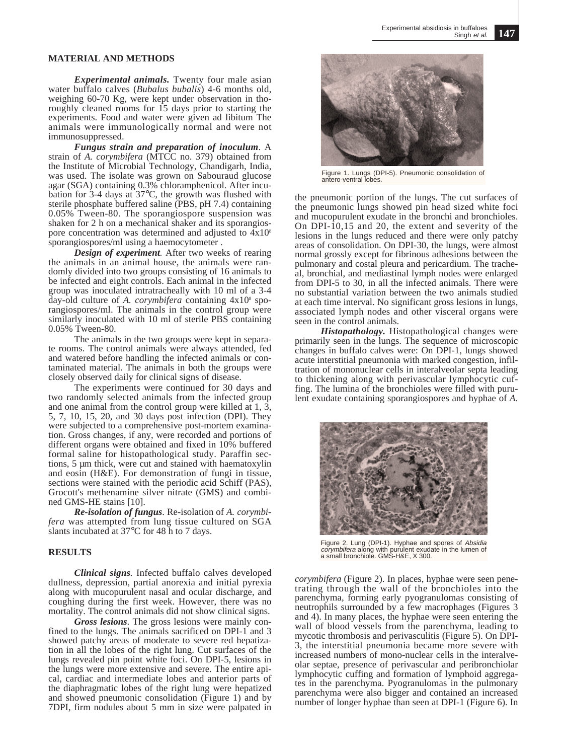## MATERIAL AND METHODS

***Experimental animals.*** Twenty four male asian water buffalo calves (*Bubalus bubalis*) 4-6 months old, weighing 60-70 Kg, were kept under observation in thoroughly cleaned rooms for 15 days prior to starting the experiments. Food and water were given ad libitum The animals were immunologically normal and were not immunosuppressed.

***Fungus strain and preparation of inoculum*.** A strain of *A. corymbifera* (MTCC no. 379) obtained from the Institute of Microbial Technology, Chandigarh, India, was used. The isolate was grown on Sabouraud glucose agar (SGA) containing 0.3% chloramphenicol. After incubation for 3-4 days at 37°C, the growth was flushed with sterile phosphate buffered saline (PBS, pH 7.4) containing 0.05% Tween-80. The sporangiospore suspension was shaken for 2 h on a mechanical shaker and its sporangiospore concentration was determined and adjusted to $4x10^8$ sporangiospores/ml using a haemocytometer .

***Design of experiment.*** After two weeks of rearing the animals in an animal house, the animals were randomly divided into two groups consisting of 16 animals to be infected and eight controls. Each animal in the infected group was inoculated intratracheally with 10 ml of a 3-4 day-old culture of *A. corymbifera* containing $4x10^8$ sporangiospores/ml. The animals in the control group were similarly inoculated with 10 ml of sterile PBS containing 0.05% Tween-80.

The animals in the two groups were kept in separate rooms. The control animals were always attended, fed and watered before handling the infected animals or contaminated material. The animals in both the groups were closely observed daily for clinical signs of disease.

The experiments were continued for 30 days and two randomly selected animals from the infected group and one animal from the control group were killed at 1, 3, 5, 7, 10, 15, 20, and 30 days post infection (DPI). They were subjected to a comprehensive post-mortem examination. Gross changes, if any, were recorded and portions of different organs were obtained and fixed in 10% buffered formal saline for histopathological study. Paraffin sections, 5 µm thick, were cut and stained with haematoxylin and eosin (H&E). For demonstration of fungi in tissue, sections were stained with the periodic acid Schiff (PAS), Grocott's methenamine silver nitrate (GMS) and combined GMS-HE stains [10].

***Re-isolation of fungus*.** Re-isolation of *A. corymbifera* was attempted from lung tissue cultured on SGA slants incubated at 37°C for 48 h to 7 days.

## RESULTS

***Clinical signs.*** Infected buffalo calves developed dullness, depression, partial anorexia and initial pyrexia along with mucopurulent nasal and ocular discharge, and coughing during the first week. However, there was no mortality. The control animals did not show clinical signs.

***Gross lesions*.** The gross lesions were mainly confined to the lungs. The animals sacrificed on DPI-1 and 3 showed patchy areas of moderate to severe red hepatization in all the lobes of the right lung. Cut surfaces of the lungs revealed pin point white foci. On DPI-5, lesions in the lungs were more extensive and severe. The entire apical, cardiac and intermediate lobes and anterior parts of the diaphragmatic lobes of the right lung were hepatized and showed pneumonic consolidation (Figure 1) and by 7DPI, firm nodules about 5 mm in size were palpated in the pneumonic portion of the lungs. The cut surfaces of the pneumonic lungs showed pin head sized white foci and mucopurulent exudate in the bronchi and bronchioles. On DPI-10,15 and 20, the extent and severity of the lesions in the lungs reduced and there were only patchy areas of consolidation. On DPI-30, the lungs, were almost normal grossly except for fibrinous adhesions between the pulmonary and costal pleura and pericardium. The tracheal, bronchial, and mediastinal lymph nodes were enlarged from DPI-5 to 30, in all the infected animals. There were no substantial variation between the two animals studied at each time interval. No significant gross lesions in lungs, associated lymph nodes and other visceral organs were seen in the control animals.

Figure 1. Lungs (DPI-5). Pneumonic consolidation of antero-ventral lobes.

***Histopathology.*** Histopathological changes were primarily seen in the lungs. The sequence of microscopic changes in buffalo calves were: On DPI-1, lungs showed acute interstitial pneumonia with marked congestion, infiltration of mononuclear cells in interalveolar septa leading to thickening along with perivascular lymphocytic cuffing. The lumina of the bronchioles were filled with purulent exudate containing sporangiospores and hyphae of *A. corymbifera* (Figure 2). In places, hyphae were seen penetrating through the wall of the bronchioles into the parenchyma, forming early pyogranulomas consisting of neutrophils surrounded by a few macrophages (Figures 3 and 4). In many places, the hyphae were seen entering the wall of blood vessels from the parenchyma, leading to mycotic thrombosis and perivasculitis (Figure 5). On DPI-3, the interstitial pneumonia became more severe with increased numbers of mono-nuclear cells in the interalveolar septae, presence of perivascular and peribronchiolar lymphocytic cuffing and formation of lymphoid aggregates in the parenchyma. Pyogranulomas in the pulmonary parenchyma were also bigger and contained an increased number of longer hyphae than seen at DPI-1 (Figure 6). In

Figure 2. Lung (DPI-1). Hyphae and spores of *Absidia corymbifera* along with purulent exudate in the lumen of a small bronchiole. GMS-H&E, X 300.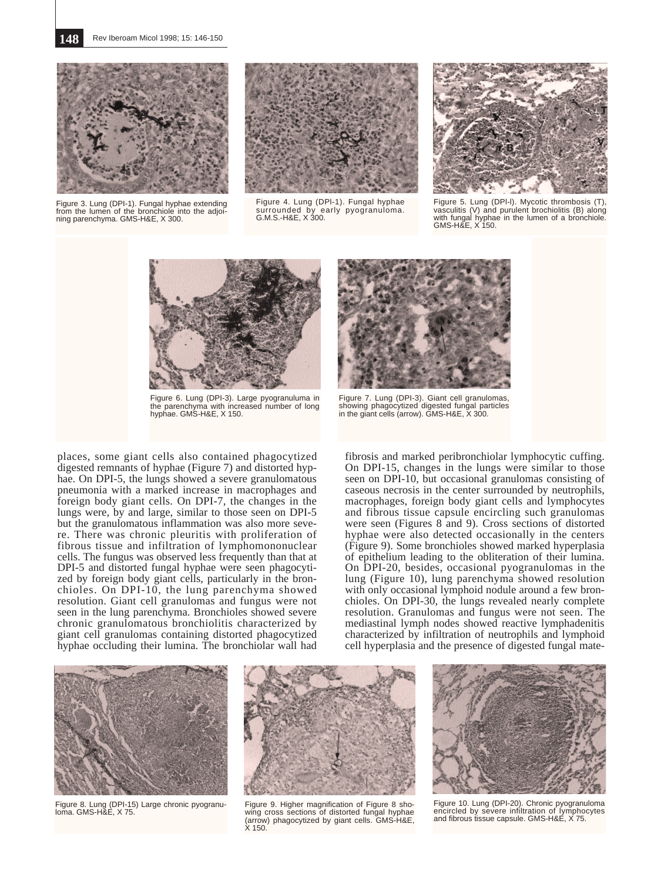Figure 3. Lung (DPI-1). Fungal hyphae extending from the lumen of the bronchiole into the adjoining parenchyma. GMS-H&E, X 300.

Figure 4. Lung (DPI-1). Fungal hyphae surrounded by early pyogranuloma. G.M.S.-H&E, X 300.

Figure 5. Lung (DPI-l). Mycotic thrombosis (T), vasculitis (V) and purulent brochiolitis (B) along with fungal hyphae in the lumen of a bronchiole. GMS-H&E, X 150.

Figure 6. Lung (DPI-3). Large pyogranuluma in the parenchyma with increased number of long hyphae. GMS-H&E, X 150.

Figure 7. Lung (DPI-3). Giant cell granulomas, showing phagocytized digested fungal particles in the giant cells (arrow). GMS-H&E, X 300.

places, some giant cells also contained phagocytized digested remnants of hyphae (Figure 7) and distorted hyphae. On DPI-5, the lungs showed a severe granulomatous pneumonia with a marked increase in macrophages and foreign body giant cells. On DPI-7, the changes in the lungs were, by and large, similar to those seen on DPI-5 but the granulomatous inflammation was also more severe. There was chronic pleuritis with proliferation of fibrous tissue and infiltration of lymphomononuclear cells. The fungus was observed less frequently than that at DPI-5 and distorted fungal hyphae were seen phagocytized by foreign body giant cells, particularly in the bronchioles. On DPI-10, the lung parenchyma showed resolution. Giant cell granulomas and fungus were not seen in the lung parenchyma. Bronchioles showed severe chronic granulomatous bronchiolitis characterized by giant cell granulomas containing distorted phagocytized hyphae occluding their lumina. The bronchiolar wall had fibrosis and marked peribronchiolar lymphocytic cuffing. On DPI-15, changes in the lungs were similar to those seen on DPI-10, but occasional granulomas consisting of caseous necrosis in the center surrounded by neutrophils, macrophages, foreign body giant cells and lymphocytes and fibrous tissue capsule encircling such granulomas were seen (Figures 8 and 9). Cross sections of distorted hyphae were also detected occasionally in the centers (Figure 9). Some bronchioles showed marked hyperplasia of epithelium leading to the obliteration of their lumina. On DPI-20, besides, occasional pyogranulomas in the lung (Figure 10), lung parenchyma showed resolution with only occasional lymphoid nodule around a few bronchioles. On DPI-30, the lungs revealed nearly complete resolution. Granulomas and fungus were not seen. The mediastinal lymph nodes showed reactive lymphadenitis characterized by infiltration of neutrophils and lymphoid cell hyperplasia and the presence of digested fungal mate-

Figure 8. Lung (DPI-15) Large chronic pyogranuloma. GMS-H&E, X 75.

Figure 9. Higher magnification of Figure 8 showing cross sections of distorted fungal hyphae (arrow) phagocytized by giant cells. GMS-H&E, X 150.

Figure 10. Lung (DPI-20). Chronic pyogranuloma encircled by severe infiltration of lymphocytes and fibrous tissue capsule. GMS-H&E, X 75.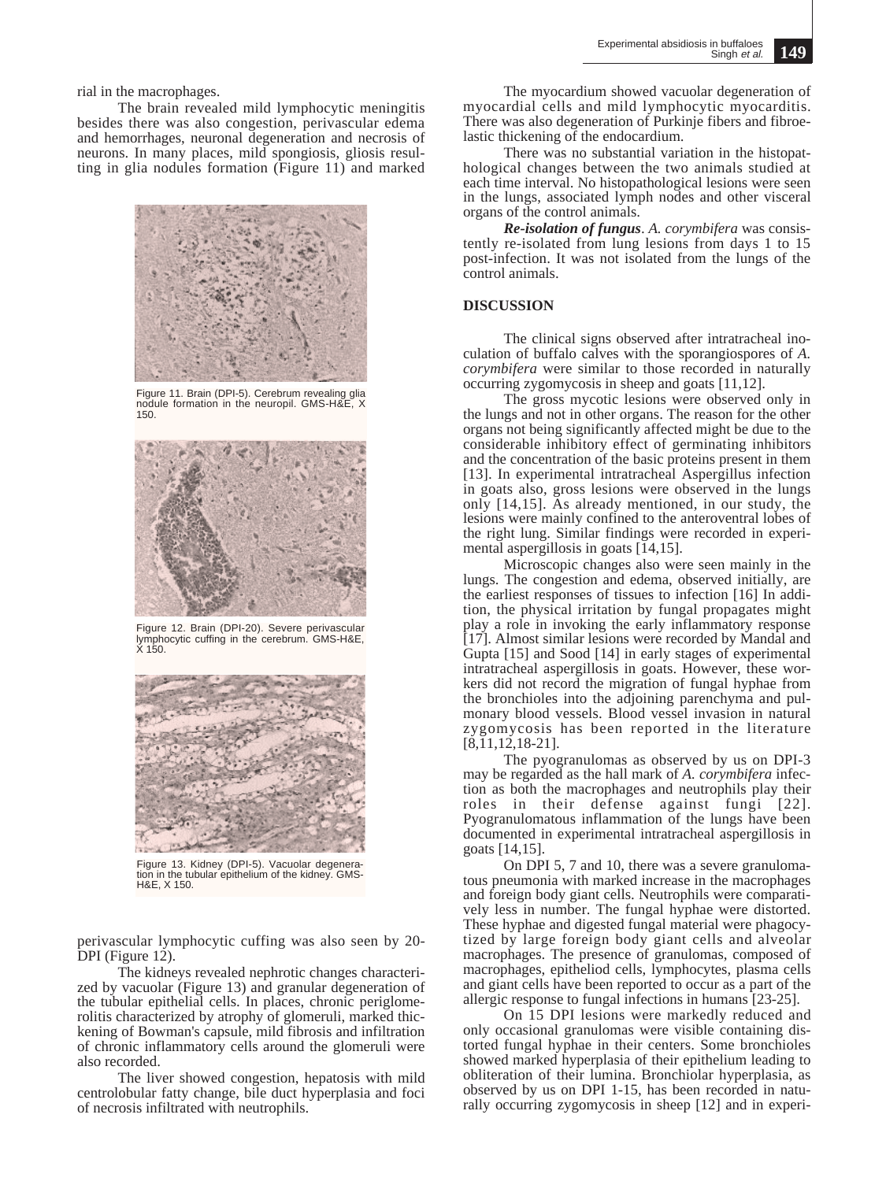rial in the macrophages.

The brain revealed mild lymphocytic meningitis besides there was also congestion, perivascular edema and hemorrhages, neuronal degeneration and necrosis of neurons. In many places, mild spongiosis, gliosis resulting in glia nodules formation (Figure 11) and marked perivascular lymphocytic cuffing was also seen by 20-DPI (Figure 12).

Figure 11. Brain (DPI-5). Cerebrum revealing glia nodule formation in the neuropil. GMS-H&E, X 150.

Figure 12. Brain (DPI-20). Severe perivascular lymphocytic cuffing in the cerebrum. GMS-H&E, X 150.

Figure 13. Kidney (DPI-5). Vacuolar degeneration in the tubular epithelium of the kidney. GMS-H&E, X 150.

The kidneys revealed nephrotic changes characterized by vacuolar (Figure 13) and granular degeneration of the tubular epithelial cells. In places, chronic periglomerolitis characterized by atrophy of glomeruli, marked thickening of Bowman's capsule, mild fibrosis and infiltration of chronic inflammatory cells around the glomeruli were also recorded.

The liver showed congestion, hepatosis with mild centrolobular fatty change, bile duct hyperplasia and foci of necrosis infiltrated with neutrophils.

The myocardium showed vacuolar degeneration of myocardial cells and mild lymphocytic myocarditis. There was also degeneration of Purkinje fibers and fibroelastic thickening of the endocardium.

There was no substantial variation in the histopathological changes between the two animals studied at each time interval. No histopathological lesions were seen in the lungs, associated lymph nodes and other visceral organs of the control animals.

***Re-isolation of fungus***. *A. corymbifera* was consistently re-isolated from lung lesions from days 1 to 15 post-infection. It was not isolated from the lungs of the control animals.

## DISCUSSION

The clinical signs observed after intratracheal inoculation of buffalo calves with the sporangiospores of *A. corymbifera* were similar to those recorded in naturally occurring zygomycosis in sheep and goats [11,12].

The gross mycotic lesions were observed only in the lungs and not in other organs. The reason for the other organs not being significantly affected might be due to the considerable inhibitory effect of germinating inhibitors and the concentration of the basic proteins present in them [13]. In experimental intratracheal Aspergillus infection in goats also, gross lesions were observed in the lungs only [14,15]. As already mentioned, in our study, the lesions were mainly confined to the anteroventral lobes of the right lung. Similar findings were recorded in experimental aspergillosis in goats [14,15].

Microscopic changes also were seen mainly in the lungs. The congestion and edema, observed initially, are the earliest responses of tissues to infection [16] In addition, the physical irritation by fungal propagates might play a role in invoking the early inflammatory response [17]. Almost similar lesions were recorded by Mandal and Gupta [15] and Sood [14] in early stages of experimental intratracheal aspergillosis in goats. However, these workers did not record the migration of fungal hyphae from the bronchioles into the adjoining parenchyma and pulmonary blood vessels. Blood vessel invasion in natural zygomycosis has been reported in the literature [8,11,12,18-21].

The pyogranulomas as observed by us on DPI-3 may be regarded as the hall mark of *A. corymbifera* infection as both the macrophages and neutrophils play their roles in their defense against fungi [22]. Pyogranulomatous inflammation of the lungs have been documented in experimental intratracheal aspergillosis in goats [14,15].

On DPI 5, 7 and 10, there was a severe granulomatous pneumonia with marked increase in the macrophages and foreign body giant cells. Neutrophils were comparatively less in number. The fungal hyphae were distorted. These hyphae and digested fungal material were phagocytized by large foreign body giant cells and alveolar macrophages. The presence of granulomas, composed of macrophages, epitheliod cells, lymphocytes, plasma cells and giant cells have been reported to occur as a part of the allergic response to fungal infections in humans [23-25].

On 15 DPI lesions were markedly reduced and only occasional granulomas were visible containing distorted fungal hyphae in their centers. Some bronchioles showed marked hyperplasia of their epithelium leading to obliteration of their lumina. Bronchiolar hyperplasia, as observed by us on DPI 1-15, has been recorded in naturally occurring zygomycosis in sheep [12] and in experi-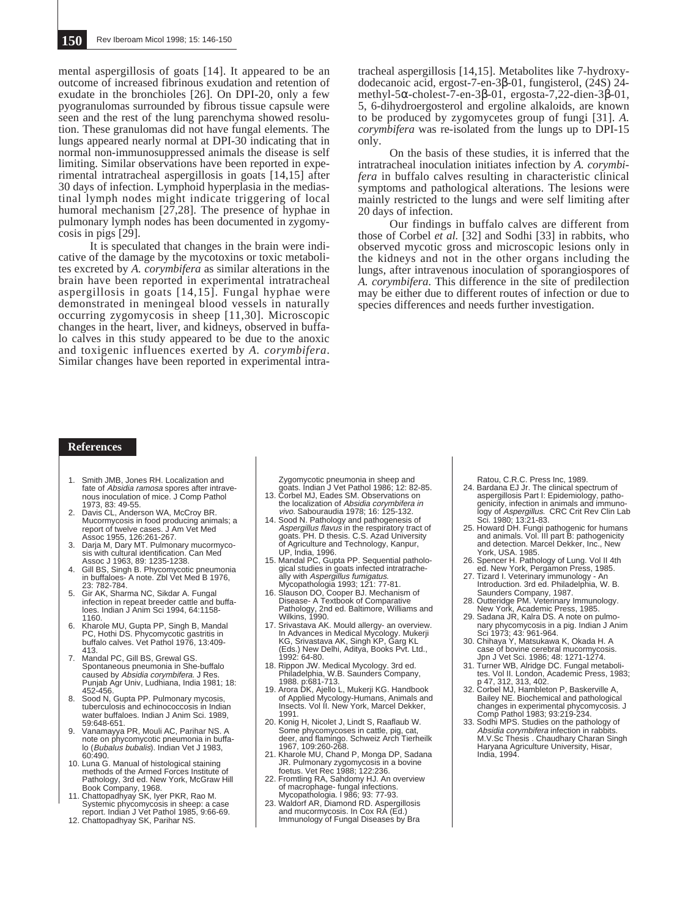mental aspergillosis of goats [14]. It appeared to be an outcome of increased fibrinous exudation and retention of exudate in the bronchioles [26]. On DPI-20, only a few pyogranulomas surrounded by fibrous tissue capsule were seen and the rest of the lung parenchyma showed resolution. These granulomas did not have fungal elements. The lungs appeared nearly normal at DPI-30 indicating that in normal non-immunosuppressed animals the disease is self limiting. Similar observations have been reported in experimental intratracheal aspergillosis in goats [14,15] after 30 days of infection. Lymphoid hyperplasia in the mediastinal lymph nodes might indicate triggering of local humoral mechanism [27,28]. The presence of hyphae in pulmonary lymph nodes has been documented in zygomycosis in pigs [29].

It is speculated that changes in the brain were indicative of the damage by the mycotoxins or toxic metabolites excreted by *A. corymbifera* as similar alterations in the brain have been reported in experimental intratracheal aspergillosis in goats [14,15]. Fungal hyphae were demonstrated in meningeal blood vessels in naturally occurring zygomycosis in sheep [11,30]. Microscopic changes in the heart, liver, and kidneys, observed in buffalo calves in this study appeared to be due to the anoxic and toxigenic influences exerted by *A. corymbifera*. Similar changes have been reported in experimental intratracheal aspergillosis [14,15]. Metabolites like 7-hydroxydodecanoic acid, ergost-7-en-3β-01, fungisterol, (24S) 24-methyl-5α-cholest-7-en-3β-01, ergosta-7,22-dien-3β-01, 5, 6-dihydroergosterol and ergoline alkaloids, are known to be produced by zygomycetes group of fungi [31]. *A. corymbifera* was re-isolated from the lungs up to DPI-15 only.

On the basis of these studies, it is inferred that the intratracheal inoculation initiates infection by *A. corymbifera* in buffalo calves resulting in characteristic clinical symptoms and pathological alterations. The lesions were mainly restricted to the lungs and were self limiting after 20 days of infection.

Our findings in buffalo calves are different from those of Corbel *et al.* [32] and Sodhi [33] in rabbits, who observed mycotic gross and microscopic lesions only in the kidneys and not in the other organs including the lungs, after intravenous inoculation of sporangiospores of *A. corymbifera.* This difference in the site of predilection may be either due to different routes of infection or due to species differences and needs further investigation.

## References

1. Smith JMB, Jones RH. Localization and fate of *Absidia ramosa* spores after intravenous inoculation of mice. J Comp Pathol 1973, 83: 49-55.
2. Davis CL, Anderson WA, McCroy BR. Mucormycosis in food producing animals; a report of twelve cases. J Am Vet Med Assoc 1955, 126:261-267.
3. Darja M, Dary MT. Pulmonary mucormycosis with cultural identification. Can Med Assoc J 1963, 89: 1235-1238.
4. Gill BS, Singh B. Phycomycotic pneumonia in buffaloes- A note. Zbl Vet Med B 1976, 23: 782-784.
5. Gir AK, Sharma NC, Sikdar A. Fungal infection in repeat breeder cattle and buffaloes. Indian J Anim Sci 1994, 64:1158-1160.
6. Kharole MU, Gupta PP, Singh B, Mandal PC, Hothi DS. Phycomycotic gastritis in buffalo calves. Vet Pathol 1976, 13:409-413.
7. Mandal PC, Gill BS, Grewal GS. Spontaneous pneumonia in She-buffalo caused by *Absidia corymbifera.* J Res. Punjab Agr Univ, Ludhiana, India 1981; 18: 452-456.
8. Sood N, Gupta PP. Pulmonary mycosis, tuberculosis and echinococcosis in Indian water buffaloes. Indian J Anim Sci. 1989, 59:648-651.
9. Vanamayya PR, Mouli AC, Parihar NS. A note on phycomycotic pneumonia in buffalo (*Bubalus bubalis*). Indian Vet J 1983, 60:490.
10. Luna G. Manual of histological staining methods of the Armed Forces Institute of Pathology, 3rd ed. New York, McGraw Hill Book Company, 1968.
11. Chattopadhyay SK, Iyer PKR, Rao M. Systemic phycomycosis in sheep: a case report. Indian J Vet Pathol 1985, 9:66-69.
12. Chattopadhyay SK, Parihar NS. Zygomycotic pneumonia in sheep and goats. Indian J Vet Pathol 1986; 12: 82-85.
13. Corbel MJ, Eades SM. Observations on the localization of *Absidia corymbifera in vivo.* Sabouraudia 1978; 16: 125-132.
14. Sood N. Pathology and pathogenesis of *Aspergillus flavus* in the respiratory tract of goats. PH. D thesis. C.S. Azad University of Agriculture and Technology, Kanpur, UP, India, 1996.
15. Mandal PC, Gupta PP. Sequential pathological studies in goats infected intratracheally with *Aspergillus fumigatus.* Mycopathologia 1993; 121: 77-81.
16. Slauson DO, Cooper BJ. Mechanism of Disease- A Textbook of Comparative Pathology, 2nd ed. Baltimore, Williams and Wilkins, 1990.
17. Srivastava AK. Mould allergy- an overview. In Advances in Medical Mycology. Mukerji KG, Srivastava AK, Singh KP, Garg KL (Eds.) New Delhi, Aditya, Books Pvt. Ltd., 1992: 64-80.
18. Rippon JW. Medical Mycology. 3rd ed. Philadelphia, W.B. Saunders Company, 1988. p:681-713.
19. Arora DK, Ajello L, Mukerji KG. Handbook of Applied Mycology-Humans, Animals and Insects. Vol II. New York, Marcel Dekker, 1991.
20. Konig H, Nicolet J, Lindt S, Raaflaub W. Some phycomycoses in cattle, pig, cat, deer, and flamingo. Schweiz Arch Tierheilk 1967, 109:260-268.
21. Kharole MU, Chand P, Monga DP, Sadana JR. Pulmonary zygomycosis in a bovine foetus. Vet Rec 1988; 122:236.
22. Fromtling RA, Sahdomy HJ. An overview of macrophage- fungal infections. Mycopathologia. I 986; 93: 77-93.
23. Waldorf AR, Diamond RD. Aspergillosis and mucormycosis. In Cox RA (Ed.) Immunology of Fungal Diseases by Bra Ratou, C.R.C. Press Inc, 1989.
24. Bardana EJ Jr. The clinical spectrum of aspergillosis Part I: Epidemiology, pathogenicity, infection in animals and immunology of *Aspergillus.* CRC Crit Rev Clin Lab Sci. 1980; 13:21-83.
25. Howard DH. Fungi pathogenic for humans and animals. Vol. III part B: pathogenicity and detection. Marcel Dekker, Inc., New York, USA. 1985.
26. Spencer H. Pathology of Lung. Vol II 4th ed. New York, Pergamon Press, 1985.
27. Tizard I. Veterinary immunology - An Introduction. 3rd ed. Philadelphia, W. B. Saunders Company, 1987.
28. Outteridge PM. Veterinary Immunology. New York, Academic Press, 1985.
29. Sadana JR, Kalra DS. A note on pulmonary phycomycosis in a pig. Indian J Anim Sci 1973; 43: 961-964.
30. Chihaya Y, Matsukawa K, Okada H. A case of bovine cerebral mucormycosis. Jpn J Vet Sci. 1986; 48: 1271-1274.
31. Turner WB, Alridge DC. Fungal metabolites. Vol II. London, Academic Press, 1983; p 47, 312, 313, 402.
32. Corbel MJ, Hambleton P, Baskerville A, Bailey NE. Biochemical and pathological changes in experimental phycomycosis. J Comp Pathol 1983; 93:219-234.
33. Sodhi MPS. Studies on the pathology of *Absidia corymbifera* infection in rabbits. M.V.Sc Thesis . Chaudhary Charan Singh Haryana Agriculture University, Hisar, India, 1994.